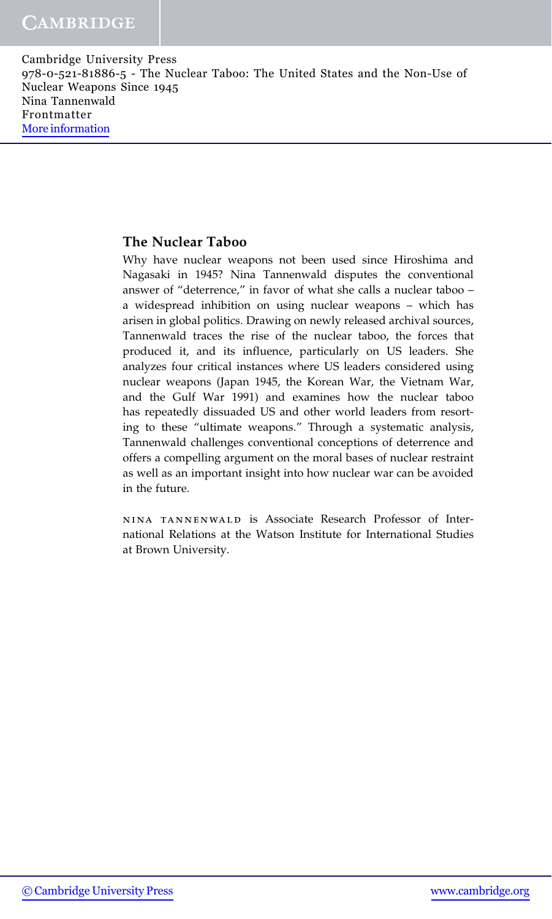## The Nuclear Taboo

Why have nuclear weapons not been used since Hiroshima and Nagasaki in 1945? Nina Tannenwald disputes the conventional answer of "deterrence," in favor of what she calls a nuclear taboo – a widespread inhibition on using nuclear weapons – which has arisen in global politics. Drawing on newly released archival sources, Tannenwald traces the rise of the nuclear taboo, the forces that produced it, and its influence, particularly on US leaders. She analyzes four critical instances where US leaders considered using nuclear weapons (Japan 1945, the Korean War, the Vietnam War, and the Gulf War 1991) and examines how the nuclear taboo has repeatedly dissuaded US and other world leaders from resorting to these "ultimate weapons." Through a systematic analysis, Tannenwald challenges conventional conceptions of deterrence and offers a compelling argument on the moral bases of nuclear restraint as well as an important insight into how nuclear war can be avoided in the future.

NINA TANNENWALD is Associate Research Professor of International Relations at the Watson Institute for International Studies at Brown University.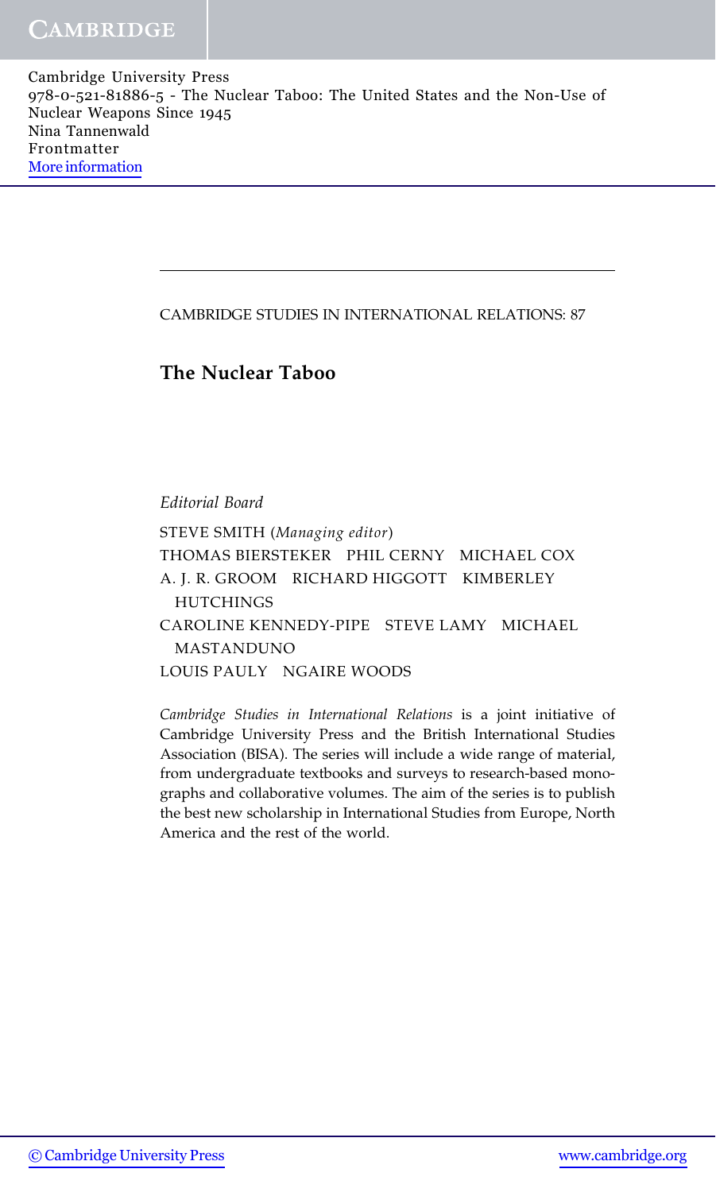CAMBRIDGE STUDIES IN INTERNATIONAL RELATIONS: 87

# The Nuclear Taboo

*Editorial Board*

STEVE SMITH (*Managing editor*)
THOMAS BIERSTEKER   PHIL CERNY   MICHAEL COX
A. J. R. GROOM   RICHARD HIGGOTT   KIMBERLEY HUTCHINGS
CAROLINE KENNEDY-PIPE   STEVE LAMY   MICHAEL MASTANDUNO
LOUIS PAULY   NGAIRE WOODS

*Cambridge Studies in International Relations* is a joint initiative of Cambridge University Press and the British International Studies Association (BISA). The series will include a wide range of material, from undergraduate textbooks and surveys to research-based monographs and collaborative volumes. The aim of the series is to publish the best new scholarship in International Studies from Europe, North America and the rest of the world.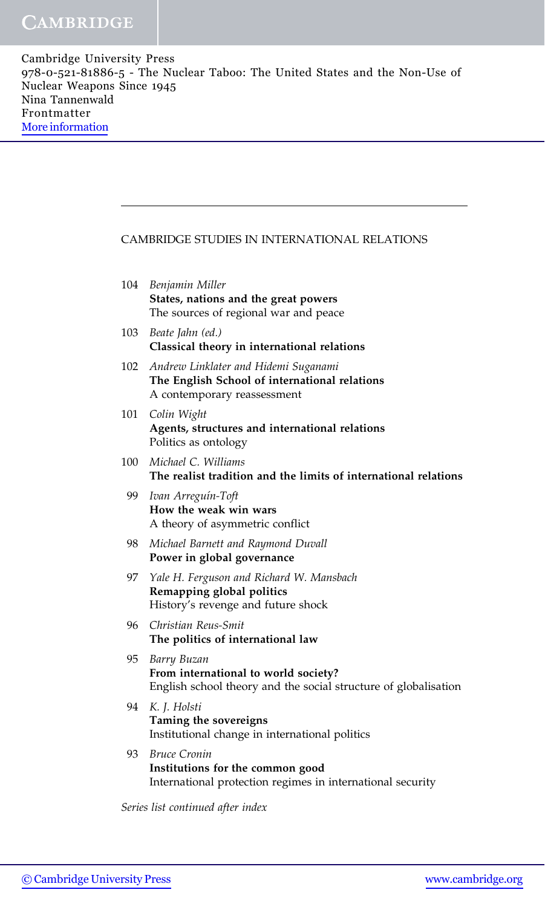CAMBRIDGE STUDIES IN INTERNATIONAL RELATIONS

104 *Benjamin Miller*
**States, nations and the great powers**
The sources of regional war and peace

103 *Beate Jahn (ed.)*
**Classical theory in international relations**

102 *Andrew Linklater and Hidemi Suganami*
**The English School of international relations**
A contemporary reassessment

101 *Colin Wight*
**Agents, structures and international relations**
Politics as ontology

100 *Michael C. Williams*
**The realist tradition and the limits of international relations**

99 *Ivan Arreguín-Toft*
**How the weak win wars**
A theory of asymmetric conflict

98 *Michael Barnett and Raymond Duvall*
**Power in global governance**

97 *Yale H. Ferguson and Richard W. Mansbach*
**Remapping global politics**
History's revenge and future shock

96 *Christian Reus-Smit*
**The politics of international law**

95 *Barry Buzan*
**From international to world society?**
English school theory and the social structure of globalisation

94 *K. J. Holsti*
**Taming the sovereigns**
Institutional change in international politics

93 *Bruce Cronin*
**Institutions for the common good**
International protection regimes in international security

*Series list continued after index*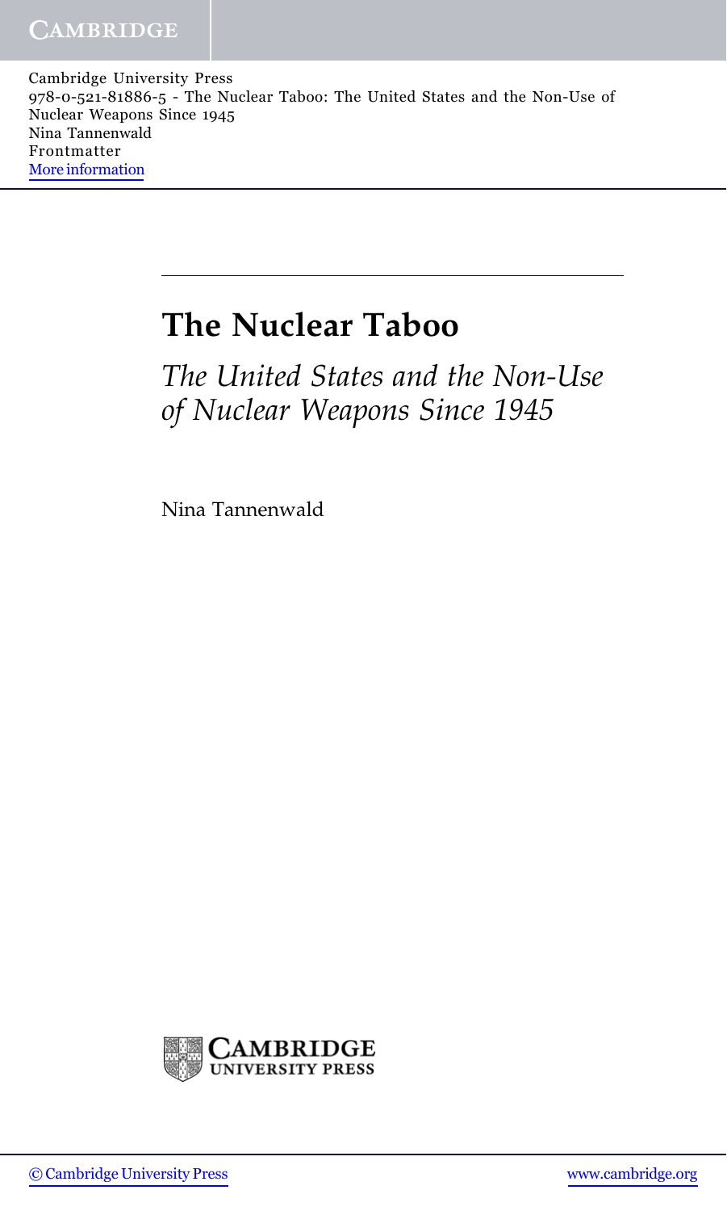# The Nuclear Taboo

*The United States and the Non-Use of Nuclear Weapons Since 1945*

Nina Tannenwald

CAMBRIDGE UNIVERSITY PRESS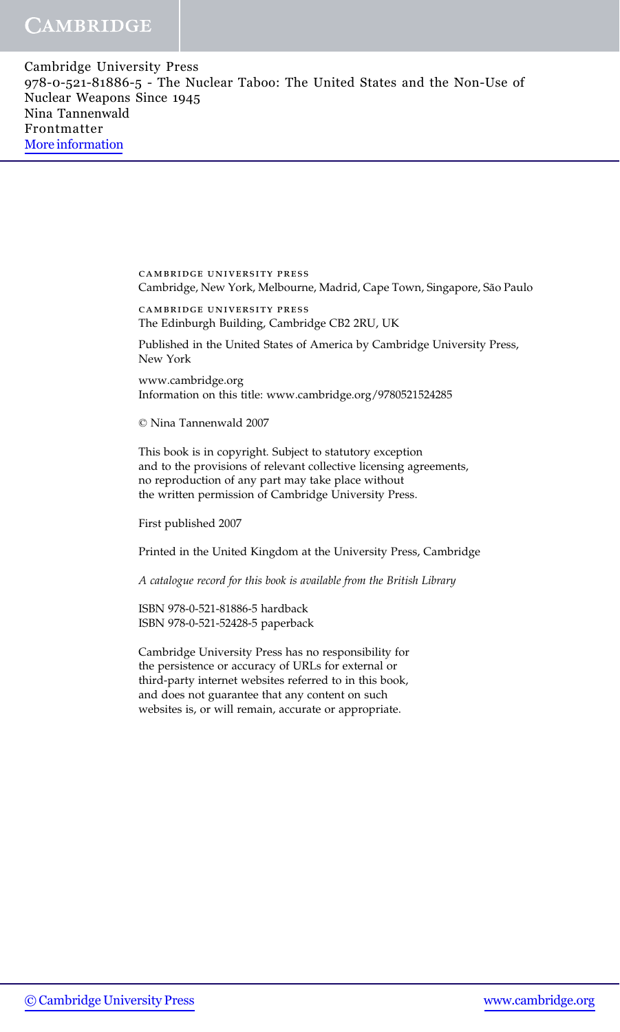CAMBRIDGE UNIVERSITY PRESS
Cambridge, New York, Melbourne, Madrid, Cape Town, Singapore, São Paulo

CAMBRIDGE UNIVERSITY PRESS
The Edinburgh Building, Cambridge CB2 2RU, UK

Published in the United States of America by Cambridge University Press, New York

www.cambridge.org
Information on this title: www.cambridge.org/9780521524285

© Nina Tannenwald 2007

This book is in copyright. Subject to statutory exception
and to the provisions of relevant collective licensing agreements,
no reproduction of any part may take place without
the written permission of Cambridge University Press.

First published 2007

Printed in the United Kingdom at the University Press, Cambridge

*A catalogue record for this book is available from the British Library*

ISBN 978-0-521-81886-5 hardback
ISBN 978-0-521-52428-5 paperback

Cambridge University Press has no responsibility for
the persistence or accuracy of URLs for external or
third-party internet websites referred to in this book,
and does not guarantee that any content on such
websites is, or will remain, accurate or appropriate.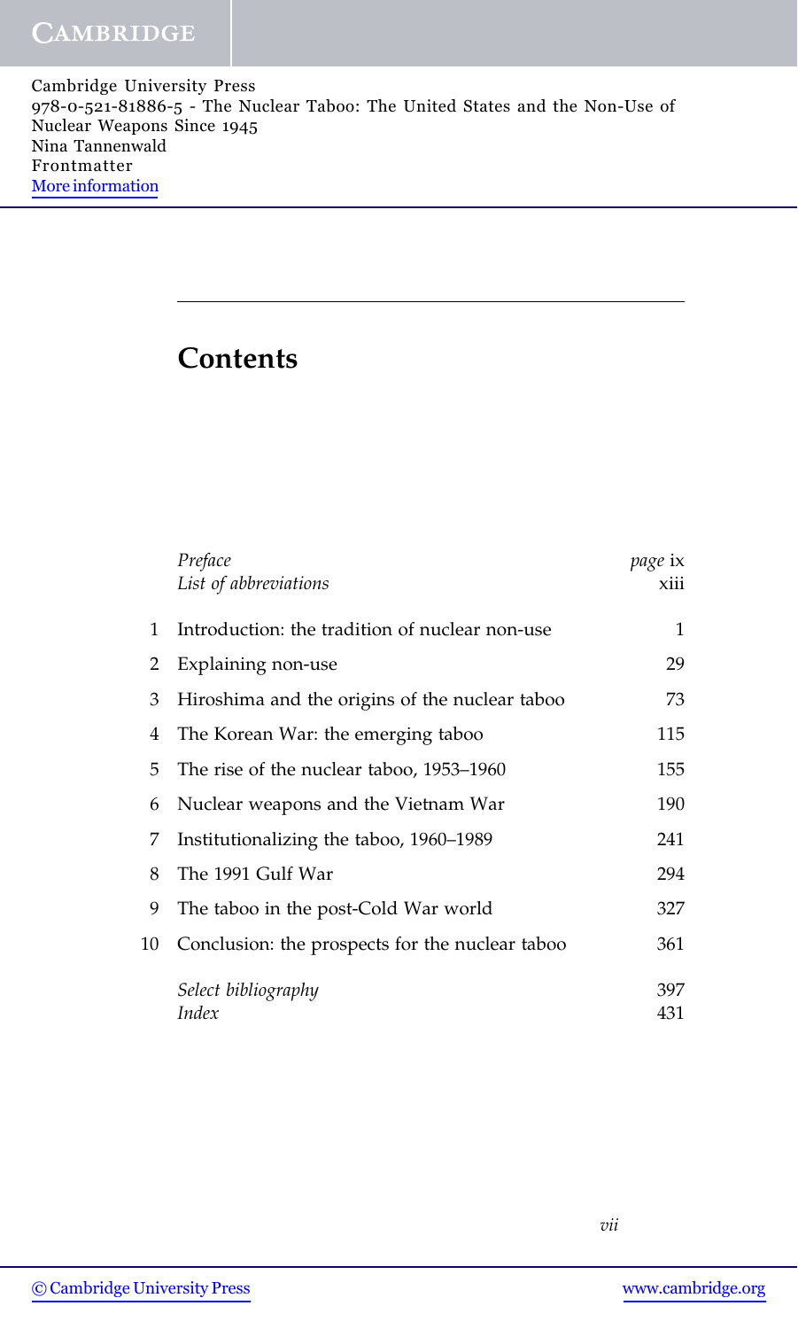## Contents

| | | |
|---|---|---|
| | *Preface* | *page* ix |
| | *List of abbreviations* | xiii |
| 1 | Introduction: the tradition of nuclear non-use | 1 |
| 2 | Explaining non-use | 29 |
| 3 | Hiroshima and the origins of the nuclear taboo | 73 |
| 4 | The Korean War: the emerging taboo | 115 |
| 5 | The rise of the nuclear taboo, 1953–1960 | 155 |
| 6 | Nuclear weapons and the Vietnam War | 190 |
| 7 | Institutionalizing the taboo, 1960–1989 | 241 |
| 8 | The 1991 Gulf War | 294 |
| 9 | The taboo in the post-Cold War world | 327 |
| 10 | Conclusion: the prospects for the nuclear taboo | 361 |
| | *Select bibliography* | 397 |
| | *Index* | 431 |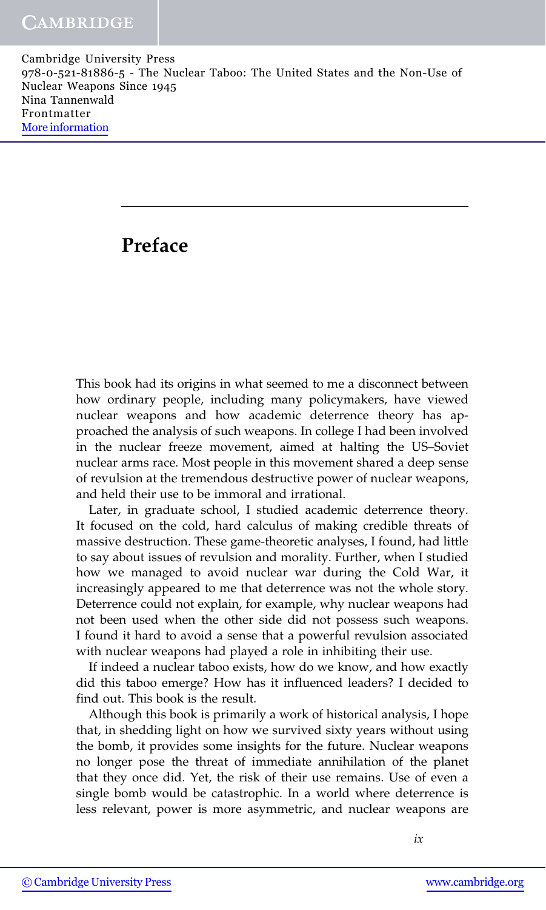# Preface

This book had its origins in what seemed to me a disconnect between how ordinary people, including many policymakers, have viewed nuclear weapons and how academic deterrence theory has approached the analysis of such weapons. In college I had been involved in the nuclear freeze movement, aimed at halting the US–Soviet nuclear arms race. Most people in this movement shared a deep sense of revulsion at the tremendous destructive power of nuclear weapons, and held their use to be immoral and irrational.

Later, in graduate school, I studied academic deterrence theory. It focused on the cold, hard calculus of making credible threats of massive destruction. These game-theoretic analyses, I found, had little to say about issues of revulsion and morality. Further, when I studied how we managed to avoid nuclear war during the Cold War, it increasingly appeared to me that deterrence was not the whole story. Deterrence could not explain, for example, why nuclear weapons had not been used when the other side did not possess such weapons. I found it hard to avoid a sense that a powerful revulsion associated with nuclear weapons had played a role in inhibiting their use.

If indeed a nuclear taboo exists, how do we know, and how exactly did this taboo emerge? How has it influenced leaders? I decided to find out. This book is the result.

Although this book is primarily a work of historical analysis, I hope that, in shedding light on how we survived sixty years without using the bomb, it provides some insights for the future. Nuclear weapons no longer pose the threat of immediate annihilation of the planet that they once did. Yet, the risk of their use remains. Use of even a single bomb would be catastrophic. In a world where deterrence is less relevant, power is more asymmetric, and nuclear weapons are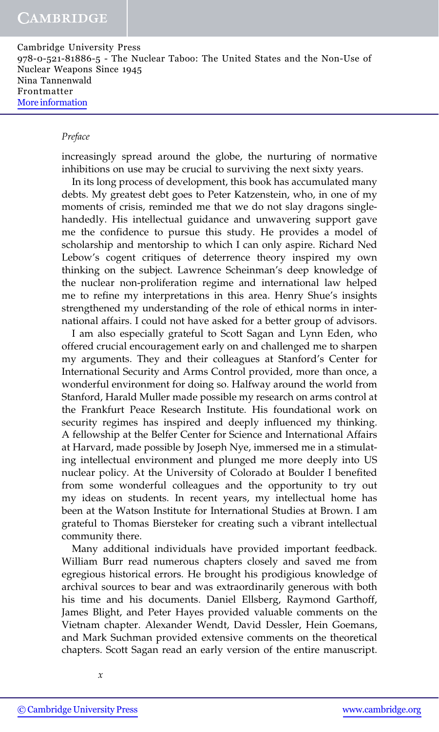increasingly spread around the globe, the nurturing of normative inhibitions on use may be crucial to surviving the next sixty years.

In its long process of development, this book has accumulated many debts. My greatest debt goes to Peter Katzenstein, who, in one of my moments of crisis, reminded me that we do not slay dragons single-handedly. His intellectual guidance and unwavering support gave me the confidence to pursue this study. He provides a model of scholarship and mentorship to which I can only aspire. Richard Ned Lebow's cogent critiques of deterrence theory inspired my own thinking on the subject. Lawrence Scheinman's deep knowledge of the nuclear non-proliferation regime and international law helped me to refine my interpretations in this area. Henry Shue's insights strengthened my understanding of the role of ethical norms in international affairs. I could not have asked for a better group of advisors.

I am also especially grateful to Scott Sagan and Lynn Eden, who offered crucial encouragement early on and challenged me to sharpen my arguments. They and their colleagues at Stanford's Center for International Security and Arms Control provided, more than once, a wonderful environment for doing so. Halfway around the world from Stanford, Harald Muller made possible my research on arms control at the Frankfurt Peace Research Institute. His foundational work on security regimes has inspired and deeply influenced my thinking. A fellowship at the Belfer Center for Science and International Affairs at Harvard, made possible by Joseph Nye, immersed me in a stimulating intellectual environment and plunged me more deeply into US nuclear policy. At the University of Colorado at Boulder I benefited from some wonderful colleagues and the opportunity to try out my ideas on students. In recent years, my intellectual home has been at the Watson Institute for International Studies at Brown. I am grateful to Thomas Biersteker for creating such a vibrant intellectual community there.

Many additional individuals have provided important feedback. William Burr read numerous chapters closely and saved me from egregious historical errors. He brought his prodigious knowledge of archival sources to bear and was extraordinarily generous with both his time and his documents. Daniel Ellsberg, Raymond Garthoff, James Blight, and Peter Hayes provided valuable comments on the Vietnam chapter. Alexander Wendt, David Dessler, Hein Goemans, and Mark Suchman provided extensive comments on the theoretical chapters. Scott Sagan read an early version of the entire manuscript.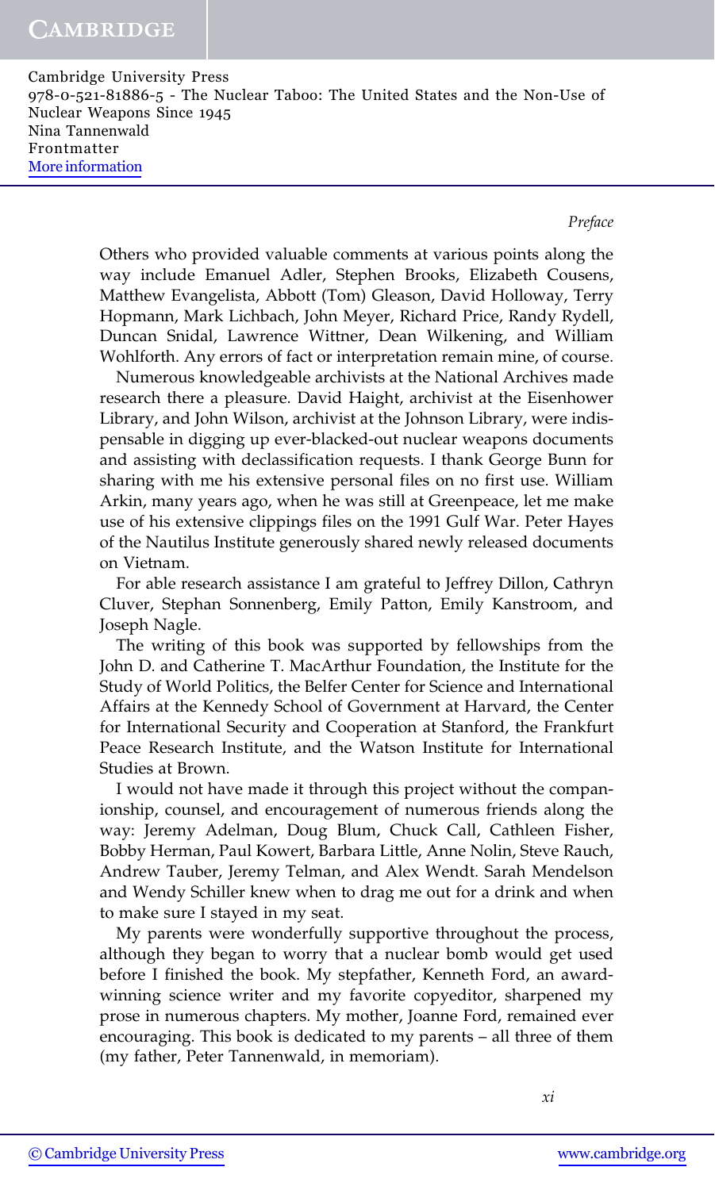Others who provided valuable comments at various points along the way include Emanuel Adler, Stephen Brooks, Elizabeth Cousens, Matthew Evangelista, Abbott (Tom) Gleason, David Holloway, Terry Hopmann, Mark Lichbach, John Meyer, Richard Price, Randy Rydell, Duncan Snidal, Lawrence Wittner, Dean Wilkening, and William Wohlforth. Any errors of fact or interpretation remain mine, of course.

Numerous knowledgeable archivists at the National Archives made research there a pleasure. David Haight, archivist at the Eisenhower Library, and John Wilson, archivist at the Johnson Library, were indispensable in digging up ever-blacked-out nuclear weapons documents and assisting with declassification requests. I thank George Bunn for sharing with me his extensive personal files on no first use. William Arkin, many years ago, when he was still at Greenpeace, let me make use of his extensive clippings files on the 1991 Gulf War. Peter Hayes of the Nautilus Institute generously shared newly released documents on Vietnam.

For able research assistance I am grateful to Jeffrey Dillon, Cathryn Cluver, Stephan Sonnenberg, Emily Patton, Emily Kanstroom, and Joseph Nagle.

The writing of this book was supported by fellowships from the John D. and Catherine T. MacArthur Foundation, the Institute for the Study of World Politics, the Belfer Center for Science and International Affairs at the Kennedy School of Government at Harvard, the Center for International Security and Cooperation at Stanford, the Frankfurt Peace Research Institute, and the Watson Institute for International Studies at Brown.

I would not have made it through this project without the companionship, counsel, and encouragement of numerous friends along the way: Jeremy Adelman, Doug Blum, Chuck Call, Cathleen Fisher, Bobby Herman, Paul Kowert, Barbara Little, Anne Nolin, Steve Rauch, Andrew Tauber, Jeremy Telman, and Alex Wendt. Sarah Mendelson and Wendy Schiller knew when to drag me out for a drink and when to make sure I stayed in my seat.

My parents were wonderfully supportive throughout the process, although they began to worry that a nuclear bomb would get used before I finished the book. My stepfather, Kenneth Ford, an award-winning science writer and my favorite copyeditor, sharpened my prose in numerous chapters. My mother, Joanne Ford, remained ever encouraging. This book is dedicated to my parents – all three of them (my father, Peter Tannenwald, in memoriam).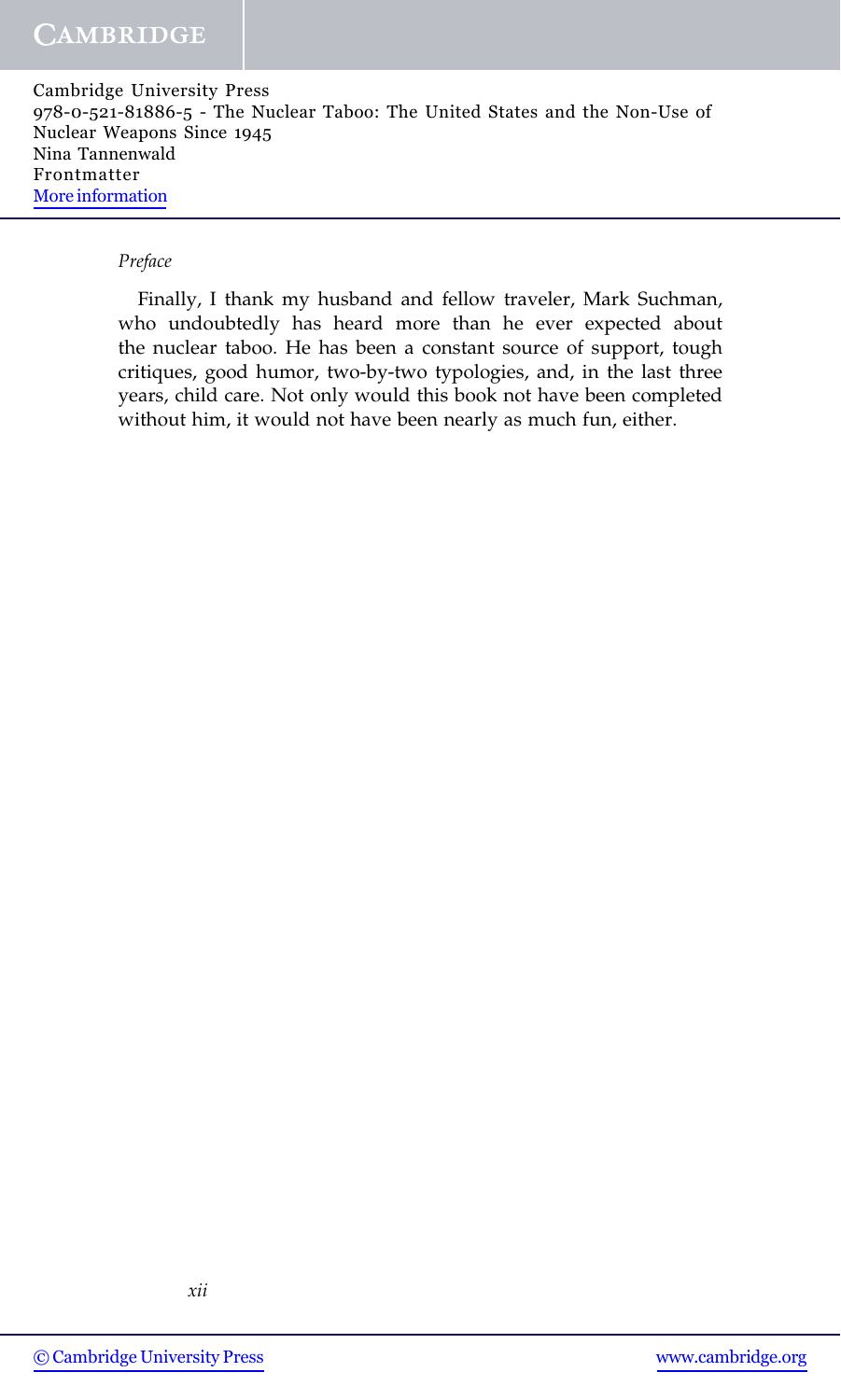*Preface*

Finally, I thank my husband and fellow traveler, Mark Suchman, who undoubtedly has heard more than he ever expected about the nuclear taboo. He has been a constant source of support, tough critiques, good humor, two-by-two typologies, and, in the last three years, child care. Not only would this book not have been completed without him, it would not have been nearly as much fun, either.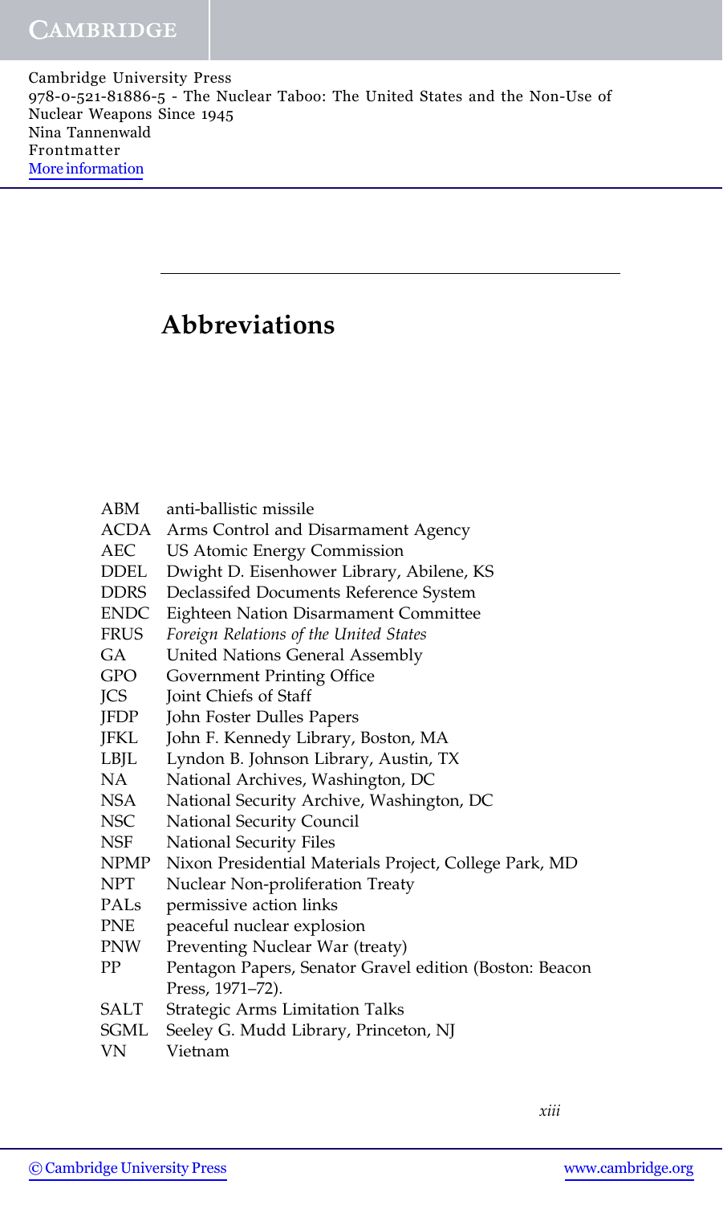# Abbreviations

| | |
|---|---|
| ABM | anti-ballistic missile |
| ACDA | Arms Control and Disarmament Agency |
| AEC | US Atomic Energy Commission |
| DDEL | Dwight D. Eisenhower Library, Abilene, KS |
| DDRS | Declassifed Documents Reference System |
| ENDC | Eighteen Nation Disarmament Committee |
| FRUS | *Foreign Relations of the United States* |
| GA | United Nations General Assembly |
| GPO | Government Printing Office |
| JCS | Joint Chiefs of Staff |
| JFDP | John Foster Dulles Papers |
| JFKL | John F. Kennedy Library, Boston, MA |
| LBJL | Lyndon B. Johnson Library, Austin, TX |
| NA | National Archives, Washington, DC |
| NSA | National Security Archive, Washington, DC |
| NSC | National Security Council |
| NSF | National Security Files |
| NPMP | Nixon Presidential Materials Project, College Park, MD |
| NPT | Nuclear Non-proliferation Treaty |
| PALs | permissive action links |
| PNE | peaceful nuclear explosion |
| PNW | Preventing Nuclear War (treaty) |
| PP | Pentagon Papers, Senator Gravel edition (Boston: Beacon Press, 1971–72). |
| SALT | Strategic Arms Limitation Talks |
| SGML | Seeley G. Mudd Library, Princeton, NJ |
| VN | Vietnam |